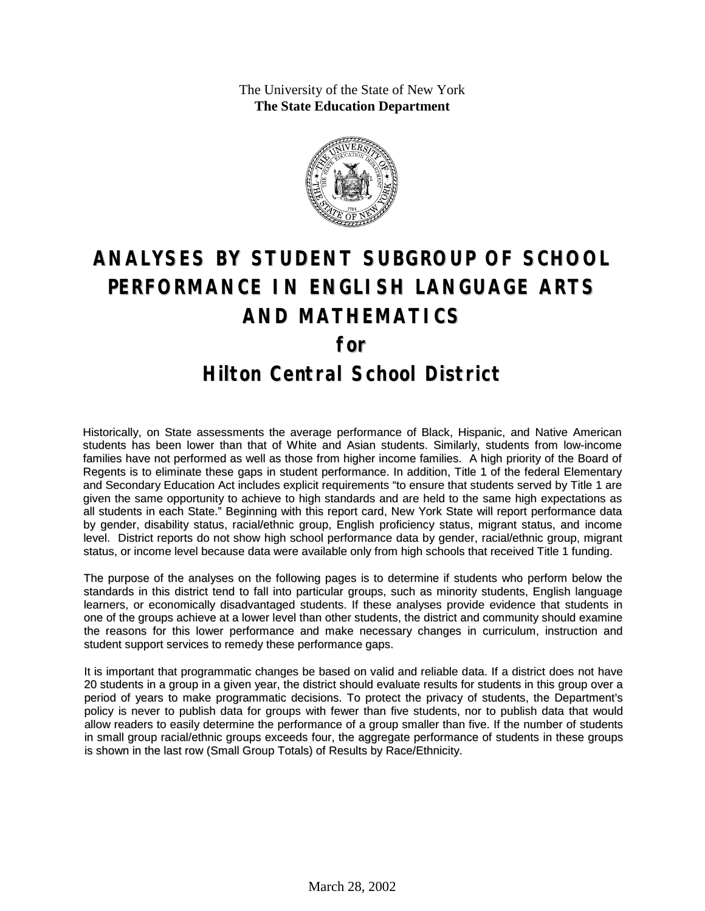The University of the State of New York
**The State Education Department**

# ANALYSES BY STUDENT SUBGROUP OF SCHOOL PERFORMANCE IN ENGLISH LANGUAGE ARTS AND MATHEMATICS

## for

# Hilton Central School District

Historically, on State assessments the average performance of Black, Hispanic, and Native American students has been lower than that of White and Asian students. Similarly, students from low-income families have not performed as well as those from higher income families. A high priority of the Board of Regents is to eliminate these gaps in student performance. In addition, Title 1 of the federal Elementary and Secondary Education Act includes explicit requirements "to ensure that students served by Title 1 are given the same opportunity to achieve to high standards and are held to the same high expectations as all students in each State." Beginning with this report card, New York State will report performance data by gender, disability status, racial/ethnic group, English proficiency status, migrant status, and income level. District reports do not show high school performance data by gender, racial/ethnic group, migrant status, or income level because data were available only from high schools that received Title 1 funding.

The purpose of the analyses on the following pages is to determine if students who perform below the standards in this district tend to fall into particular groups, such as minority students, English language learners, or economically disadvantaged students. If these analyses provide evidence that students in one of the groups achieve at a lower level than other students, the district and community should examine the reasons for this lower performance and make necessary changes in curriculum, instruction and student support services to remedy these performance gaps.

It is important that programmatic changes be based on valid and reliable data. If a district does not have 20 students in a group in a given year, the district should evaluate results for students in this group over a period of years to make programmatic decisions. To protect the privacy of students, the Department's policy is never to publish data for groups with fewer than five students, nor to publish data that would allow readers to easily determine the performance of a group smaller than five. If the number of students in small group racial/ethnic groups exceeds four, the aggregate performance of students in these groups is shown in the last row (Small Group Totals) of Results by Race/Ethnicity.

March 28, 2002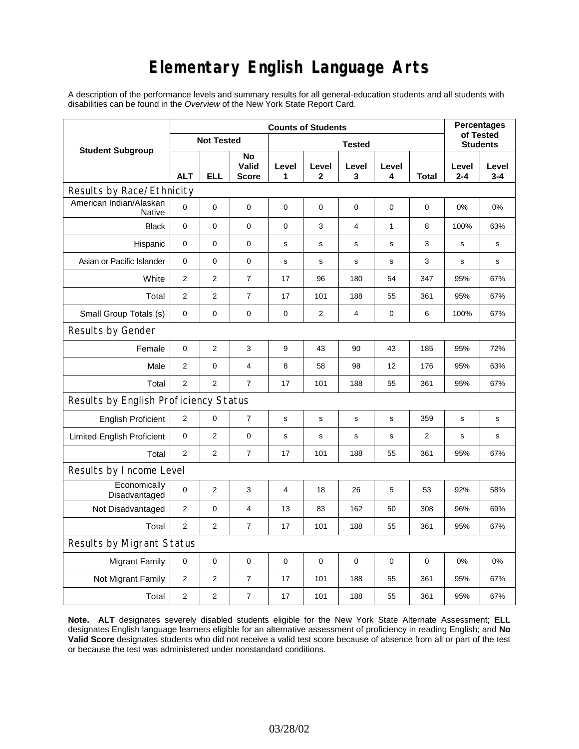# Elementary English Language Arts

A description of the performance levels and summary results for all general-education students and all students with disabilities can be found in the *Overview* of the New York State Report Card.

| Student Subgroup | Counts of Students | | | | | | | | Percentages of Tested Students | |
|---|---|---|---|---|---|---|---|---|---|---|
| | Not Tested | | | Tested | | | | | | |
| | ALT | ELL | No Valid Score | Level 1 | Level 2 | Level 3 | Level 4 | Total | Level 2-4 | Level 3-4 |
| **Results by Race/Ethnicity** | | | | | | | | | | |
| American Indian/Alaskan Native | 0 | 0 | 0 | 0 | 0 | 0 | 0 | 0 | 0% | 0% |
| Black | 0 | 0 | 0 | 0 | 3 | 4 | 1 | 8 | 100% | 63% |
| Hispanic | 0 | 0 | 0 | s | s | s | s | 3 | s | s |
| Asian or Pacific Islander | 0 | 0 | 0 | s | s | s | s | 3 | s | s |
| White | 2 | 2 | 7 | 17 | 96 | 180 | 54 | 347 | 95% | 67% |
| Total | 2 | 2 | 7 | 17 | 101 | 188 | 55 | 361 | 95% | 67% |
| Small Group Totals (s) | 0 | 0 | 0 | 0 | 2 | 4 | 0 | 6 | 100% | 67% |
| **Results by Gender** | | | | | | | | | | |
| Female | 0 | 2 | 3 | 9 | 43 | 90 | 43 | 185 | 95% | 72% |
| Male | 2 | 0 | 4 | 8 | 58 | 98 | 12 | 176 | 95% | 63% |
| Total | 2 | 2 | 7 | 17 | 101 | 188 | 55 | 361 | 95% | 67% |
| **Results by English Proficiency Status** | | | | | | | | | | |
| English Proficient | 2 | 0 | 7 | s | s | s | s | 359 | s | s |
| Limited English Proficient | 0 | 2 | 0 | s | s | s | s | 2 | s | s |
| Total | 2 | 2 | 7 | 17 | 101 | 188 | 55 | 361 | 95% | 67% |
| **Results by Income Level** | | | | | | | | | | |
| Economically Disadvantaged | 0 | 2 | 3 | 4 | 18 | 26 | 5 | 53 | 92% | 58% |
| Not Disadvantaged | 2 | 0 | 4 | 13 | 83 | 162 | 50 | 308 | 96% | 69% |
| Total | 2 | 2 | 7 | 17 | 101 | 188 | 55 | 361 | 95% | 67% |
| **Results by Migrant Status** | | | | | | | | | | |
| Migrant Family | 0 | 0 | 0 | 0 | 0 | 0 | 0 | 0 | 0% | 0% |
| Not Migrant Family | 2 | 2 | 7 | 17 | 101 | 188 | 55 | 361 | 95% | 67% |
| Total | 2 | 2 | 7 | 17 | 101 | 188 | 55 | 361 | 95% | 67% |

**Note. ALT** designates severely disabled students eligible for the New York State Alternate Assessment; **ELL** designates English language learners eligible for an alternative assessment of proficiency in reading English; and **No Valid Score** designates students who did not receive a valid test score because of absence from all or part of the test or because the test was administered under nonstandard conditions.

03/28/02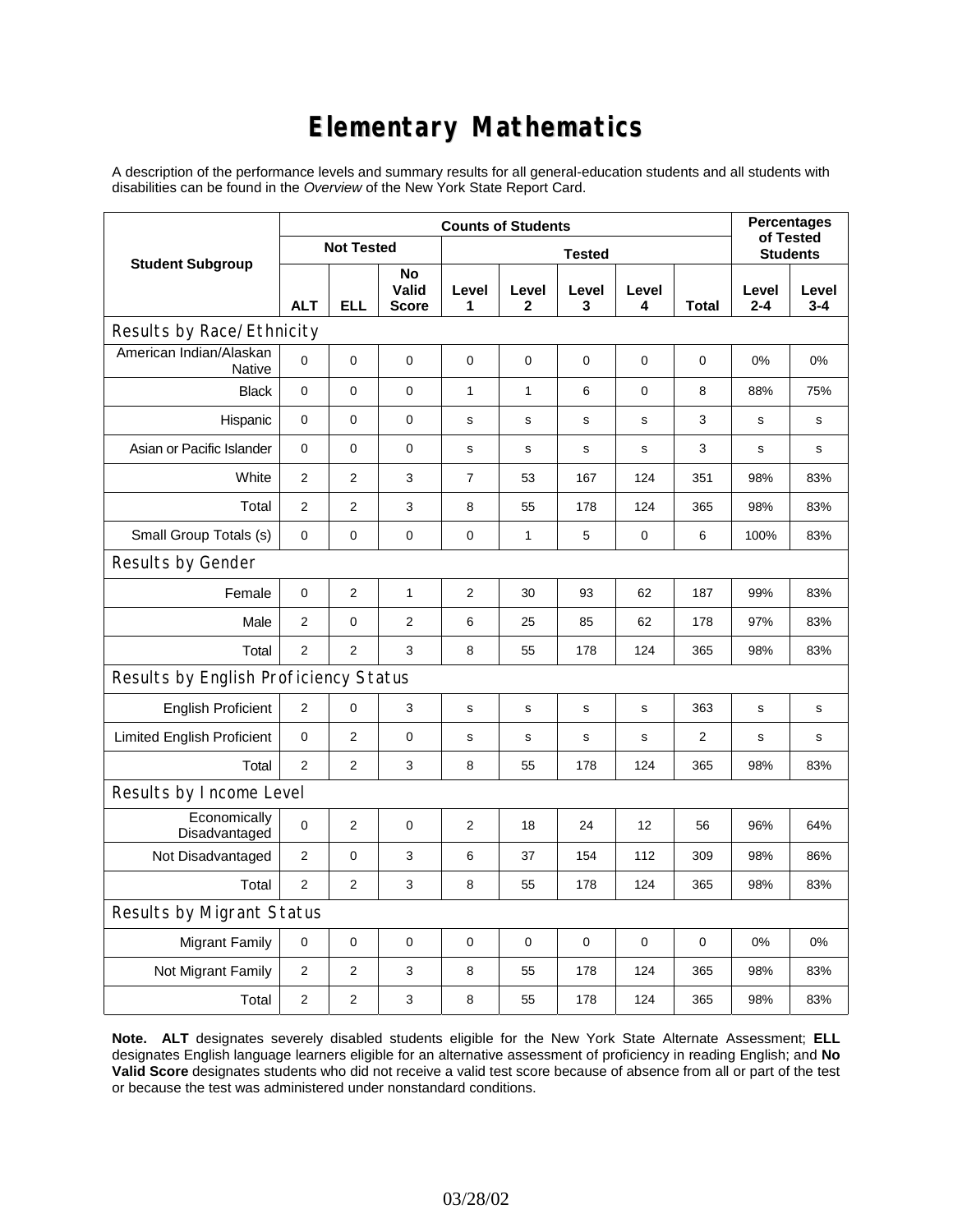# Elementary Mathematics

A description of the performance levels and summary results for all general-education students and all students with disabilities can be found in the *Overview* of the New York State Report Card.

| Student Subgroup | Counts of Students | | | | | | | | Percentages of Tested Students | |
|---|---|---|---|---|---|---|---|---|---|---|
| | Not Tested | | | Tested | | | | | | |
| | ALT | ELL | No Valid Score | Level 1 | Level 2 | Level 3 | Level 4 | Total | Level 2-4 | Level 3-4 |
| **Results by Race/Ethnicity** | | | | | | | | | | |
| American Indian/Alaskan Native | 0 | 0 | 0 | 0 | 0 | 0 | 0 | 0 | 0% | 0% |
| Black | 0 | 0 | 0 | 1 | 1 | 6 | 0 | 8 | 88% | 75% |
| Hispanic | 0 | 0 | 0 | s | s | s | s | 3 | s | s |
| Asian or Pacific Islander | 0 | 0 | 0 | s | s | s | s | 3 | s | s |
| White | 2 | 2 | 3 | 7 | 53 | 167 | 124 | 351 | 98% | 83% |
| Total | 2 | 2 | 3 | 8 | 55 | 178 | 124 | 365 | 98% | 83% |
| Small Group Totals (s) | 0 | 0 | 0 | 0 | 1 | 5 | 0 | 6 | 100% | 83% |
| **Results by Gender** | | | | | | | | | | |
| Female | 0 | 2 | 1 | 2 | 30 | 93 | 62 | 187 | 99% | 83% |
| Male | 2 | 0 | 2 | 6 | 25 | 85 | 62 | 178 | 97% | 83% |
| Total | 2 | 2 | 3 | 8 | 55 | 178 | 124 | 365 | 98% | 83% |
| **Results by English Proficiency Status** | | | | | | | | | | |
| English Proficient | 2 | 0 | 3 | s | s | s | s | 363 | s | s |
| Limited English Proficient | 0 | 2 | 0 | s | s | s | s | 2 | s | s |
| Total | 2 | 2 | 3 | 8 | 55 | 178 | 124 | 365 | 98% | 83% |
| **Results by Income Level** | | | | | | | | | | |
| Economically Disadvantaged | 0 | 2 | 0 | 2 | 18 | 24 | 12 | 56 | 96% | 64% |
| Not Disadvantaged | 2 | 0 | 3 | 6 | 37 | 154 | 112 | 309 | 98% | 86% |
| Total | 2 | 2 | 3 | 8 | 55 | 178 | 124 | 365 | 98% | 83% |
| **Results by Migrant Status** | | | | | | | | | | |
| Migrant Family | 0 | 0 | 0 | 0 | 0 | 0 | 0 | 0 | 0% | 0% |
| Not Migrant Family | 2 | 2 | 3 | 8 | 55 | 178 | 124 | 365 | 98% | 83% |
| Total | 2 | 2 | 3 | 8 | 55 | 178 | 124 | 365 | 98% | 83% |

**Note. ALT** designates severely disabled students eligible for the New York State Alternate Assessment; **ELL** designates English language learners eligible for an alternative assessment of proficiency in reading English; and **No Valid Score** designates students who did not receive a valid test score because of absence from all or part of the test or because the test was administered under nonstandard conditions.

03/28/02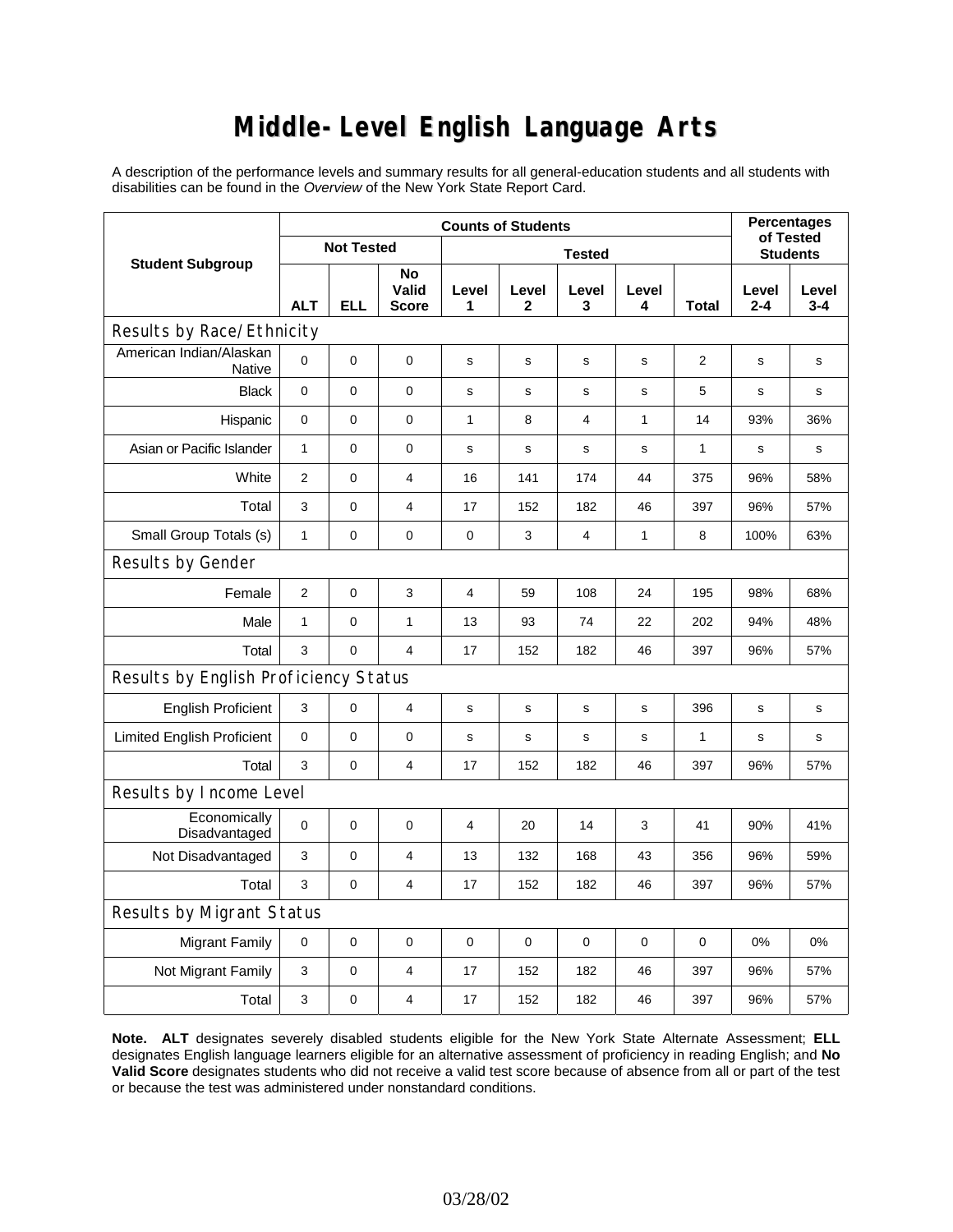# Middle-Level English Language Arts

A description of the performance levels and summary results for all general-education students and all students with disabilities can be found in the *Overview* of the New York State Report Card.

| Student Subgroup | Counts of Students | | | | | | | | Percentages of Tested Students | |
|---|---|---|---|---|---|---|---|---|---|---|
| | Not Tested | | | Tested | | | | | | |
| | ALT | ELL | No Valid Score | Level 1 | Level 2 | Level 3 | Level 4 | Total | Level 2-4 | Level 3-4 |
| **Results by Race/Ethnicity** | | | | | | | | | | |
| American Indian/Alaskan Native | 0 | 0 | 0 | s | s | s | s | 2 | s | s |
| Black | 0 | 0 | 0 | s | s | s | s | 5 | s | s |
| Hispanic | 0 | 0 | 0 | 1 | 8 | 4 | 1 | 14 | 93% | 36% |
| Asian or Pacific Islander | 1 | 0 | 0 | s | s | s | s | 1 | s | s |
| White | 2 | 0 | 4 | 16 | 141 | 174 | 44 | 375 | 96% | 58% |
| Total | 3 | 0 | 4 | 17 | 152 | 182 | 46 | 397 | 96% | 57% |
| Small Group Totals (s) | 1 | 0 | 0 | 0 | 3 | 4 | 1 | 8 | 100% | 63% |
| **Results by Gender** | | | | | | | | | | |
| Female | 2 | 0 | 3 | 4 | 59 | 108 | 24 | 195 | 98% | 68% |
| Male | 1 | 0 | 1 | 13 | 93 | 74 | 22 | 202 | 94% | 48% |
| Total | 3 | 0 | 4 | 17 | 152 | 182 | 46 | 397 | 96% | 57% |
| **Results by English Proficiency Status** | | | | | | | | | | |
| English Proficient | 3 | 0 | 4 | s | s | s | s | 396 | s | s |
| Limited English Proficient | 0 | 0 | 0 | s | s | s | s | 1 | s | s |
| Total | 3 | 0 | 4 | 17 | 152 | 182 | 46 | 397 | 96% | 57% |
| **Results by Income Level** | | | | | | | | | | |
| Economically Disadvantaged | 0 | 0 | 0 | 4 | 20 | 14 | 3 | 41 | 90% | 41% |
| Not Disadvantaged | 3 | 0 | 4 | 13 | 132 | 168 | 43 | 356 | 96% | 59% |
| Total | 3 | 0 | 4 | 17 | 152 | 182 | 46 | 397 | 96% | 57% |
| **Results by Migrant Status** | | | | | | | | | | |
| Migrant Family | 0 | 0 | 0 | 0 | 0 | 0 | 0 | 0 | 0% | 0% |
| Not Migrant Family | 3 | 0 | 4 | 17 | 152 | 182 | 46 | 397 | 96% | 57% |
| Total | 3 | 0 | 4 | 17 | 152 | 182 | 46 | 397 | 96% | 57% |

**Note. ALT** designates severely disabled students eligible for the New York State Alternate Assessment; **ELL** designates English language learners eligible for an alternative assessment of proficiency in reading English; and **No Valid Score** designates students who did not receive a valid test score because of absence from all or part of the test or because the test was administered under nonstandard conditions.

03/28/02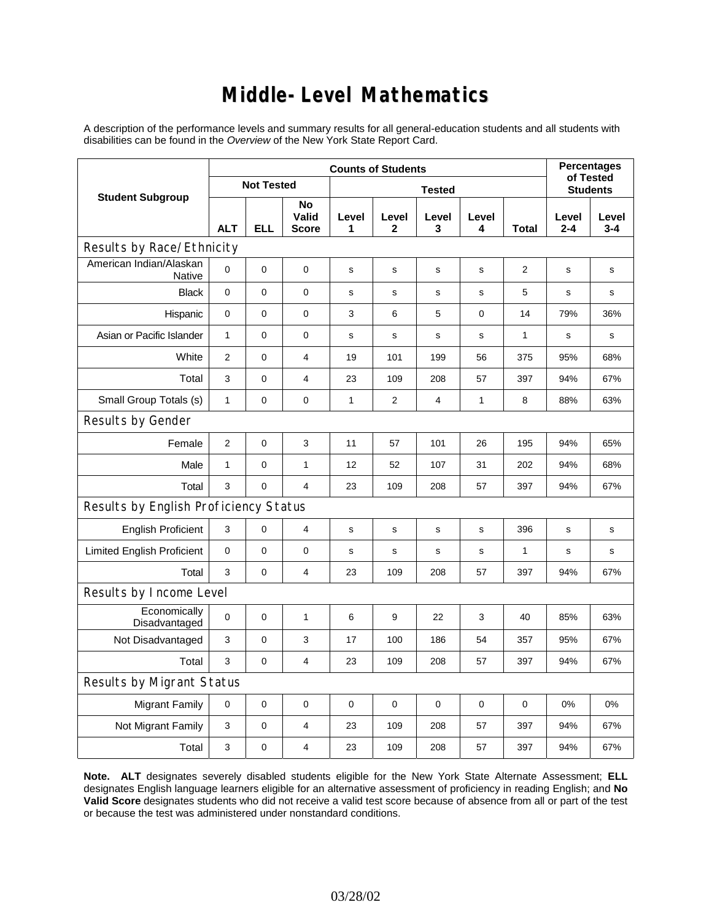# Middle-Level Mathematics

A description of the performance levels and summary results for all general-education students and all students with disabilities can be found in the *Overview* of the New York State Report Card.

| Student Subgroup | Counts of Students | | | | | | | | Percentages of Tested Students | |
|---|---|---|---|---|---|---|---|---|---|---|
| | Not Tested | | | Tested | | | | | | |
| | ALT | ELL | No Valid Score | Level 1 | Level 2 | Level 3 | Level 4 | Total | Level 2-4 | Level 3-4 |
| **Results by Race/Ethnicity** | | | | | | | | | | |
| American Indian/Alaskan Native | 0 | 0 | 0 | s | s | s | s | 2 | s | s |
| Black | 0 | 0 | 0 | s | s | s | s | 5 | s | s |
| Hispanic | 0 | 0 | 0 | 3 | 6 | 5 | 0 | 14 | 79% | 36% |
| Asian or Pacific Islander | 1 | 0 | 0 | s | s | s | s | 1 | s | s |
| White | 2 | 0 | 4 | 19 | 101 | 199 | 56 | 375 | 95% | 68% |
| Total | 3 | 0 | 4 | 23 | 109 | 208 | 57 | 397 | 94% | 67% |
| Small Group Totals (s) | 1 | 0 | 0 | 1 | 2 | 4 | 1 | 8 | 88% | 63% |
| **Results by Gender** | | | | | | | | | | |
| Female | 2 | 0 | 3 | 11 | 57 | 101 | 26 | 195 | 94% | 65% |
| Male | 1 | 0 | 1 | 12 | 52 | 107 | 31 | 202 | 94% | 68% |
| Total | 3 | 0 | 4 | 23 | 109 | 208 | 57 | 397 | 94% | 67% |
| **Results by English Proficiency Status** | | | | | | | | | | |
| English Proficient | 3 | 0 | 4 | s | s | s | s | 396 | s | s |
| Limited English Proficient | 0 | 0 | 0 | s | s | s | s | 1 | s | s |
| Total | 3 | 0 | 4 | 23 | 109 | 208 | 57 | 397 | 94% | 67% |
| **Results by Income Level** | | | | | | | | | | |
| Economically Disadvantaged | 0 | 0 | 1 | 6 | 9 | 22 | 3 | 40 | 85% | 63% |
| Not Disadvantaged | 3 | 0 | 3 | 17 | 100 | 186 | 54 | 357 | 95% | 67% |
| Total | 3 | 0 | 4 | 23 | 109 | 208 | 57 | 397 | 94% | 67% |
| **Results by Migrant Status** | | | | | | | | | | |
| Migrant Family | 0 | 0 | 0 | 0 | 0 | 0 | 0 | 0 | 0% | 0% |
| Not Migrant Family | 3 | 0 | 4 | 23 | 109 | 208 | 57 | 397 | 94% | 67% |
| Total | 3 | 0 | 4 | 23 | 109 | 208 | 57 | 397 | 94% | 67% |

**Note. ALT** designates severely disabled students eligible for the New York State Alternate Assessment; **ELL** designates English language learners eligible for an alternative assessment of proficiency in reading English; and **No Valid Score** designates students who did not receive a valid test score because of absence from all or part of the test or because the test was administered under nonstandard conditions.

03/28/02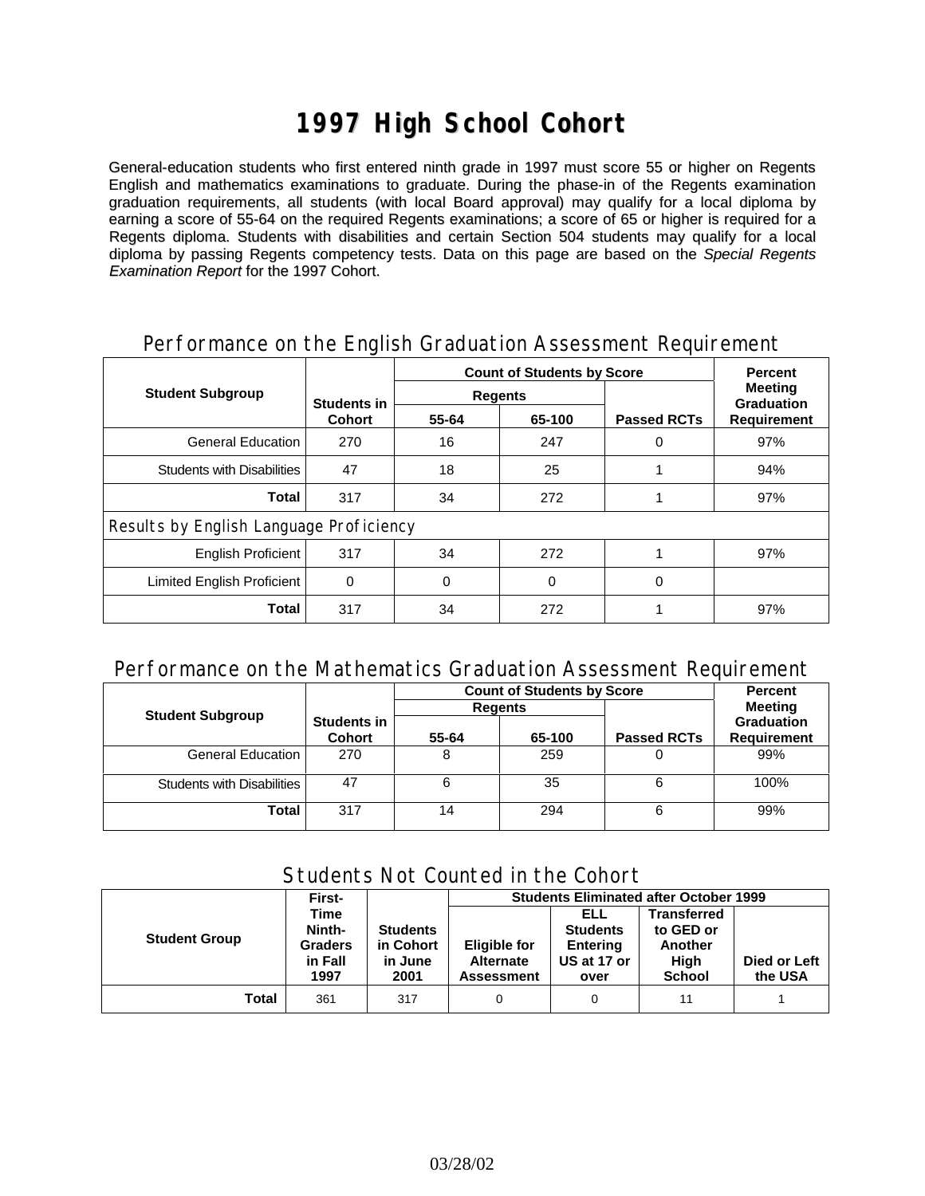# 1997 High School Cohort

General-education students who first entered ninth grade in 1997 must score 55 or higher on Regents English and mathematics examinations to graduate. During the phase-in of the Regents examination graduation requirements, all students (with local Board approval) may qualify for a local diploma by earning a score of 55-64 on the required Regents examinations; a score of 65 or higher is required for a Regents diploma. Students with disabilities and certain Section 504 students may qualify for a local diploma by passing Regents competency tests. Data on this page are based on the *Special Regents Examination Report* for the 1997 Cohort.

## Performance on the English Graduation Assessment Requirement

| Student Subgroup | Students in Cohort | Count of Students by Score | | | Percent Meeting Graduation Requirement |
|---|---|---|---|---|---|
| | | Regents | | | |
| | | 55-64 | 65-100 | Passed RCTs | |
| General Education | 270 | 16 | 247 | 0 | 97% |
| Students with Disabilities | 47 | 18 | 25 | 1 | 94% |
| **Total** | 317 | 34 | 272 | 1 | 97% |
| Results by English Language Proficiency | | | | | |
| English Proficient | 317 | 34 | 272 | 1 | 97% |
| Limited English Proficient | 0 | 0 | 0 | 0 | |
| **Total** | 317 | 34 | 272 | 1 | 97% |

## Performance on the Mathematics Graduation Assessment Requirement

| Student Subgroup | Students in Cohort | Count of Students by Score | | | Percent Meeting Graduation Requirement |
|---|---|---|---|---|---|
| | | Regents | | | |
| | | 55-64 | 65-100 | Passed RCTs | |
| General Education | 270 | 8 | 259 | 0 | 99% |
| Students with Disabilities | 47 | 6 | 35 | 6 | 100% |
| **Total** | 317 | 14 | 294 | 6 | 99% |

## Students Not Counted in the Cohort

| Student Group | First-Time Ninth-Graders in Fall 1997 | Students in Cohort in June 2001 | Students Eliminated after October 1999 | | | |
|---|---|---|---|---|---|---|
| | | | Eligible for Alternate Assessment | ELL Students Entering US at 17 or over | Transferred to GED or Another High School | Died or Left the USA |
| **Total** | 361 | 317 | 0 | 0 | 11 | 1 |

03/28/02